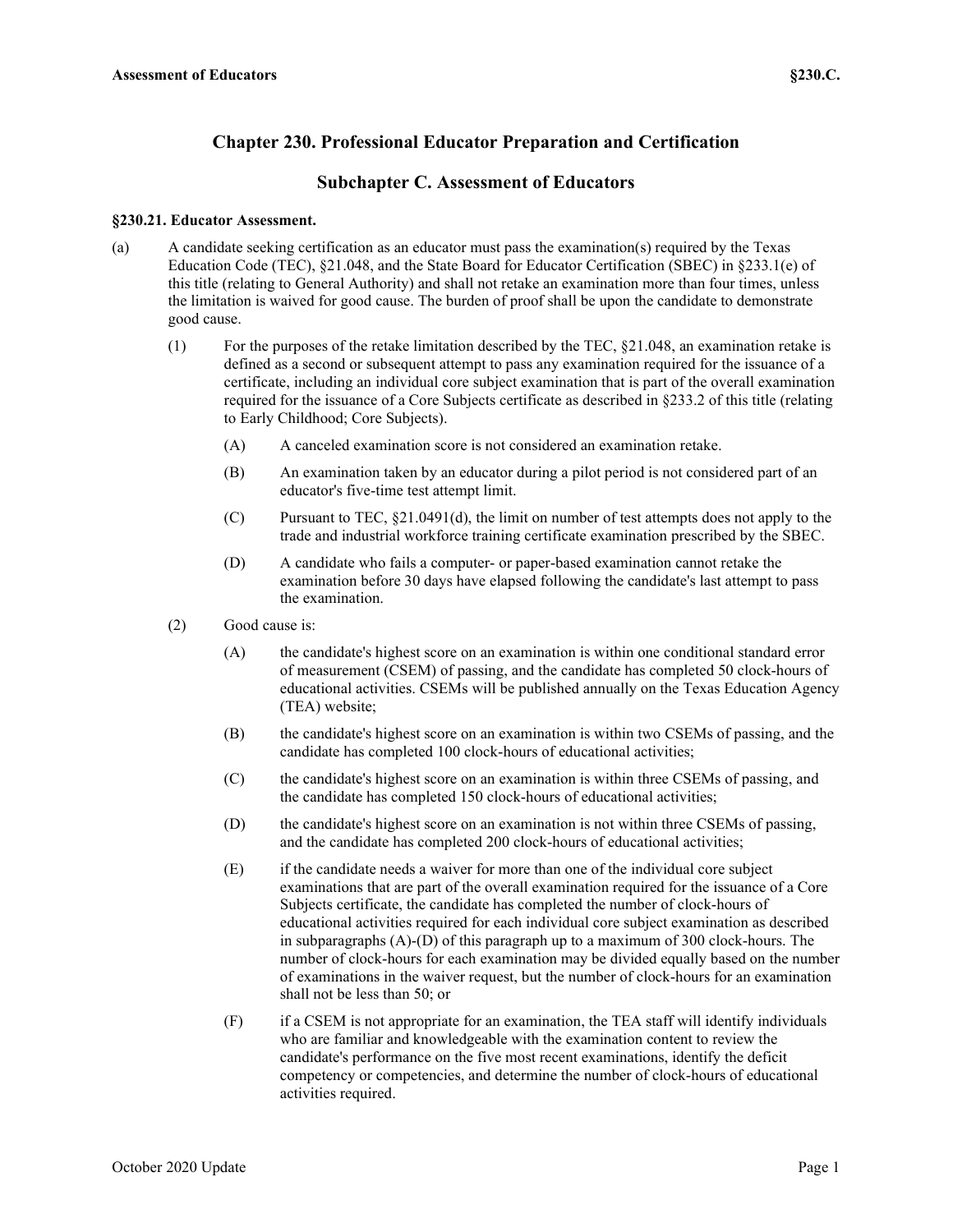# Chapter 230. Professional Educator Preparation and Certification

## Subchapter C. Assessment of Educators

### §230.21. Educator Assessment.

(a) A candidate seeking certification as an educator must pass the examination(s) required by the Texas Education Code (TEC), §21.048, and the State Board for Educator Certification (SBEC) in §233.1(e) of this title (relating to General Authority) and shall not retake an examination more than four times, unless the limitation is waived for good cause. The burden of proof shall be upon the candidate to demonstrate good cause.

(1) For the purposes of the retake limitation described by the TEC, §21.048, an examination retake is defined as a second or subsequent attempt to pass any examination required for the issuance of a certificate, including an individual core subject examination that is part of the overall examination required for the issuance of a Core Subjects certificate as described in §233.2 of this title (relating to Early Childhood; Core Subjects).

(A) A canceled examination score is not considered an examination retake.

(B) An examination taken by an educator during a pilot period is not considered part of an educator's five-time test attempt limit.

(C) Pursuant to TEC, §21.0491(d), the limit on number of test attempts does not apply to the trade and industrial workforce training certificate examination prescribed by the SBEC.

(D) A candidate who fails a computer- or paper-based examination cannot retake the examination before 30 days have elapsed following the candidate's last attempt to pass the examination.

(2) Good cause is:

(A) the candidate's highest score on an examination is within one conditional standard error of measurement (CSEM) of passing, and the candidate has completed 50 clock-hours of educational activities. CSEMs will be published annually on the Texas Education Agency (TEA) website;

(B) the candidate's highest score on an examination is within two CSEMs of passing, and the candidate has completed 100 clock-hours of educational activities;

(C) the candidate's highest score on an examination is within three CSEMs of passing, and the candidate has completed 150 clock-hours of educational activities;

(D) the candidate's highest score on an examination is not within three CSEMs of passing, and the candidate has completed 200 clock-hours of educational activities;

(E) if the candidate needs a waiver for more than one of the individual core subject examinations that are part of the overall examination required for the issuance of a Core Subjects certificate, the candidate has completed the number of clock-hours of educational activities required for each individual core subject examination as described in subparagraphs (A)-(D) of this paragraph up to a maximum of 300 clock-hours. The number of clock-hours for each examination may be divided equally based on the number of examinations in the waiver request, but the number of clock-hours for an examination shall not be less than 50; or

(F) if a CSEM is not appropriate for an examination, the TEA staff will identify individuals who are familiar and knowledgeable with the examination content to review the candidate's performance on the five most recent examinations, identify the deficit competency or competencies, and determine the number of clock-hours of educational activities required.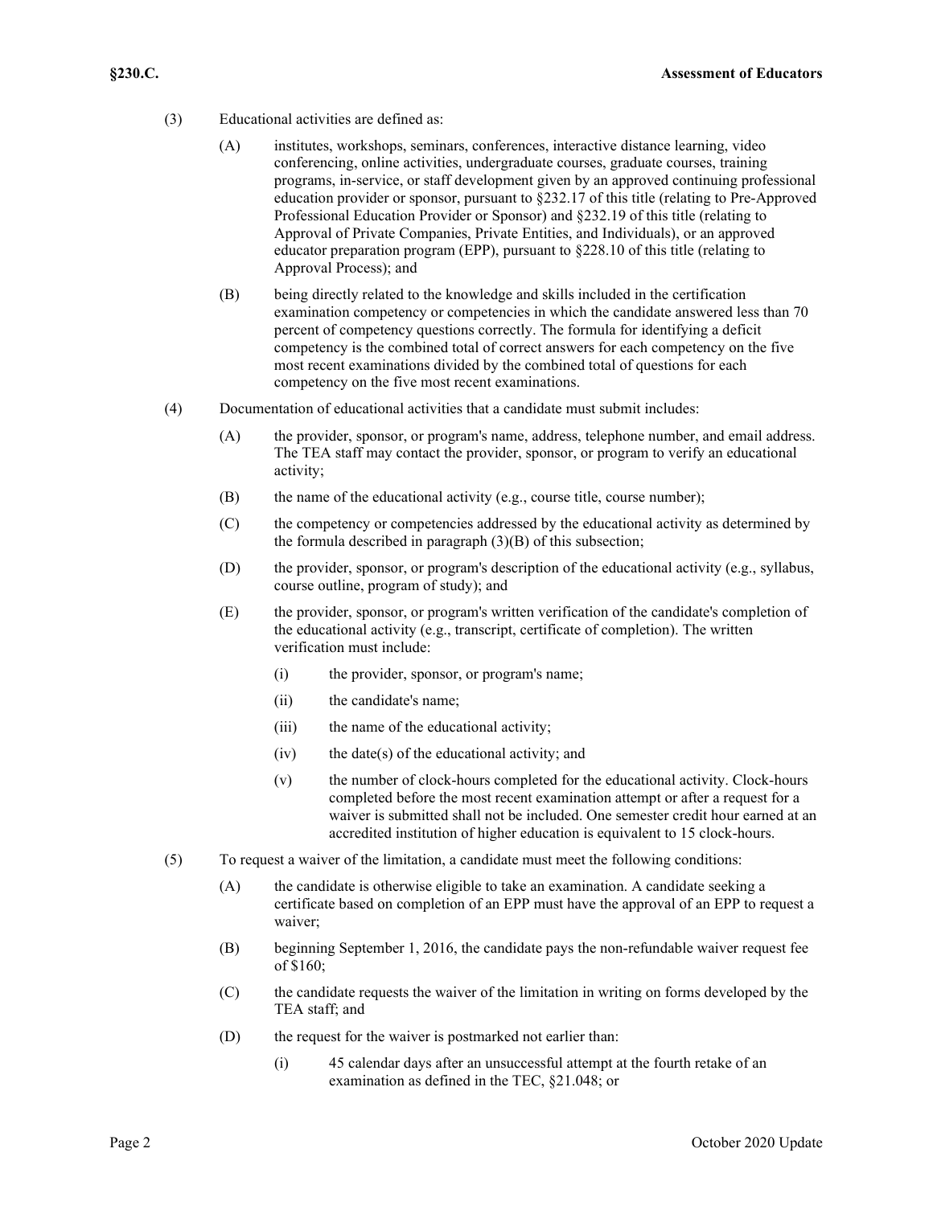(3) Educational activities are defined as:

(A) institutes, workshops, seminars, conferences, interactive distance learning, video conferencing, online activities, undergraduate courses, graduate courses, training programs, in-service, or staff development given by an approved continuing professional education provider or sponsor, pursuant to §232.17 of this title (relating to Pre-Approved Professional Education Provider or Sponsor) and §232.19 of this title (relating to Approval of Private Companies, Private Entities, and Individuals), or an approved educator preparation program (EPP), pursuant to §228.10 of this title (relating to Approval Process); and

(B) being directly related to the knowledge and skills included in the certification examination competency or competencies in which the candidate answered less than 70 percent of competency questions correctly. The formula for identifying a deficit competency is the combined total of correct answers for each competency on the five most recent examinations divided by the combined total of questions for each competency on the five most recent examinations.

(4) Documentation of educational activities that a candidate must submit includes:

(A) the provider, sponsor, or program's name, address, telephone number, and email address. The TEA staff may contact the provider, sponsor, or program to verify an educational activity;

(B) the name of the educational activity (e.g., course title, course number);

(C) the competency or competencies addressed by the educational activity as determined by the formula described in paragraph (3)(B) of this subsection;

(D) the provider, sponsor, or program's description of the educational activity (e.g., syllabus, course outline, program of study); and

(E) the provider, sponsor, or program's written verification of the candidate's completion of the educational activity (e.g., transcript, certificate of completion). The written verification must include:

(i) the provider, sponsor, or program's name;

(ii) the candidate's name;

(iii) the name of the educational activity;

(iv) the date(s) of the educational activity; and

(v) the number of clock-hours completed for the educational activity. Clock-hours completed before the most recent examination attempt or after a request for a waiver is submitted shall not be included. One semester credit hour earned at an accredited institution of higher education is equivalent to 15 clock-hours.

(5) To request a waiver of the limitation, a candidate must meet the following conditions:

(A) the candidate is otherwise eligible to take an examination. A candidate seeking a certificate based on completion of an EPP must have the approval of an EPP to request a waiver;

(B) beginning September 1, 2016, the candidate pays the non-refundable waiver request fee of $160;

(C) the candidate requests the waiver of the limitation in writing on forms developed by the TEA staff; and

(D) the request for the waiver is postmarked not earlier than:

(i) 45 calendar days after an unsuccessful attempt at the fourth retake of an examination as defined in the TEC, §21.048; or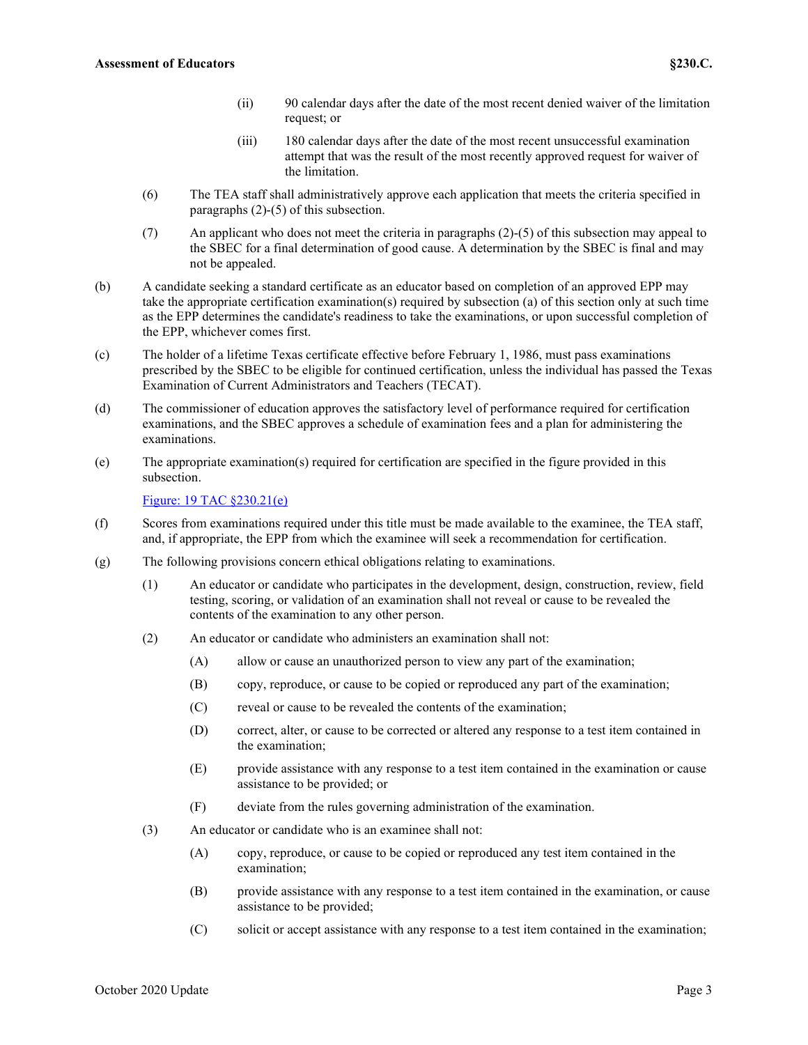(ii) 90 calendar days after the date of the most recent denied waiver of the limitation request; or

(iii) 180 calendar days after the date of the most recent unsuccessful examination attempt that was the result of the most recently approved request for waiver of the limitation.

(6) The TEA staff shall administratively approve each application that meets the criteria specified in paragraphs (2)-(5) of this subsection.

(7) An applicant who does not meet the criteria in paragraphs (2)-(5) of this subsection may appeal to the SBEC for a final determination of good cause. A determination by the SBEC is final and may not be appealed.

(b) A candidate seeking a standard certificate as an educator based on completion of an approved EPP may take the appropriate certification examination(s) required by subsection (a) of this section only at such time as the EPP determines the candidate's readiness to take the examinations, or upon successful completion of the EPP, whichever comes first.

(c) The holder of a lifetime Texas certificate effective before February 1, 1986, must pass examinations prescribed by the SBEC to be eligible for continued certification, unless the individual has passed the Texas Examination of Current Administrators and Teachers (TECAT).

(d) The commissioner of education approves the satisfactory level of performance required for certification examinations, and the SBEC approves a schedule of examination fees and a plan for administering the examinations.

(e) The appropriate examination(s) required for certification are specified in the figure provided in this subsection.

Figure: 19 TAC §230.21(e)

(f) Scores from examinations required under this title must be made available to the examinee, the TEA staff, and, if appropriate, the EPP from which the examinee will seek a recommendation for certification.

(g) The following provisions concern ethical obligations relating to examinations.

(1) An educator or candidate who participates in the development, design, construction, review, field testing, scoring, or validation of an examination shall not reveal or cause to be revealed the contents of the examination to any other person.

(2) An educator or candidate who administers an examination shall not:

(A) allow or cause an unauthorized person to view any part of the examination;

(B) copy, reproduce, or cause to be copied or reproduced any part of the examination;

(C) reveal or cause to be revealed the contents of the examination;

(D) correct, alter, or cause to be corrected or altered any response to a test item contained in the examination;

(E) provide assistance with any response to a test item contained in the examination or cause assistance to be provided; or

(F) deviate from the rules governing administration of the examination.

(3) An educator or candidate who is an examinee shall not:

(A) copy, reproduce, or cause to be copied or reproduced any test item contained in the examination;

(B) provide assistance with any response to a test item contained in the examination, or cause assistance to be provided;

(C) solicit or accept assistance with any response to a test item contained in the examination;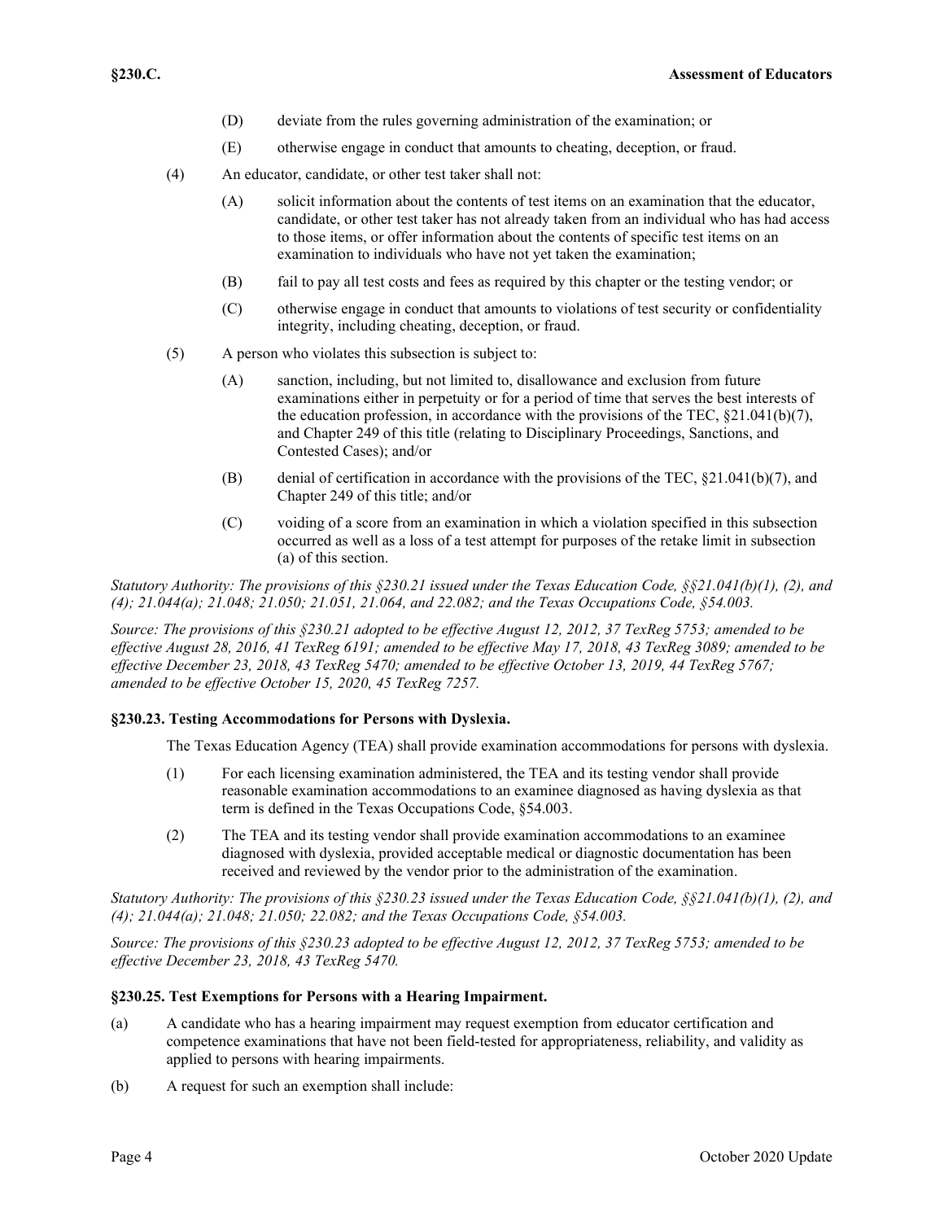(D) deviate from the rules governing administration of the examination; or

(E) otherwise engage in conduct that amounts to cheating, deception, or fraud.

(4) An educator, candidate, or other test taker shall not:

(A) solicit information about the contents of test items on an examination that the educator, candidate, or other test taker has not already taken from an individual who has had access to those items, or offer information about the contents of specific test items on an examination to individuals who have not yet taken the examination;

(B) fail to pay all test costs and fees as required by this chapter or the testing vendor; or

(C) otherwise engage in conduct that amounts to violations of test security or confidentiality integrity, including cheating, deception, or fraud.

(5) A person who violates this subsection is subject to:

(A) sanction, including, but not limited to, disallowance and exclusion from future examinations either in perpetuity or for a period of time that serves the best interests of the education profession, in accordance with the provisions of the TEC, §21.041(b)(7), and Chapter 249 of this title (relating to Disciplinary Proceedings, Sanctions, and Contested Cases); and/or

(B) denial of certification in accordance with the provisions of the TEC, §21.041(b)(7), and Chapter 249 of this title; and/or

(C) voiding of a score from an examination in which a violation specified in this subsection occurred as well as a loss of a test attempt for purposes of the retake limit in subsection (a) of this section.

*Statutory Authority: The provisions of this §230.21 issued under the Texas Education Code, §§21.041(b)(1), (2), and (4); 21.044(a); 21.048; 21.050; 21.051, 21.064, and 22.082; and the Texas Occupations Code, §54.003.*

*Source: The provisions of this §230.21 adopted to be effective August 12, 2012, 37 TexReg 5753; amended to be effective August 28, 2016, 41 TexReg 6191; amended to be effective May 17, 2018, 43 TexReg 3089; amended to be effective December 23, 2018, 43 TexReg 5470; amended to be effective October 13, 2019, 44 TexReg 5767; amended to be effective October 15, 2020, 45 TexReg 7257.*

**§230.23. Testing Accommodations for Persons with Dyslexia.**

The Texas Education Agency (TEA) shall provide examination accommodations for persons with dyslexia.

(1) For each licensing examination administered, the TEA and its testing vendor shall provide reasonable examination accommodations to an examinee diagnosed as having dyslexia as that term is defined in the Texas Occupations Code, §54.003.

(2) The TEA and its testing vendor shall provide examination accommodations to an examinee diagnosed with dyslexia, provided acceptable medical or diagnostic documentation has been received and reviewed by the vendor prior to the administration of the examination.

*Statutory Authority: The provisions of this §230.23 issued under the Texas Education Code, §§21.041(b)(1), (2), and (4); 21.044(a); 21.048; 21.050; 22.082; and the Texas Occupations Code, §54.003.*

*Source: The provisions of this §230.23 adopted to be effective August 12, 2012, 37 TexReg 5753; amended to be effective December 23, 2018, 43 TexReg 5470.*

**§230.25. Test Exemptions for Persons with a Hearing Impairment.**

(a) A candidate who has a hearing impairment may request exemption from educator certification and competence examinations that have not been field-tested for appropriateness, reliability, and validity as applied to persons with hearing impairments.

(b) A request for such an exemption shall include: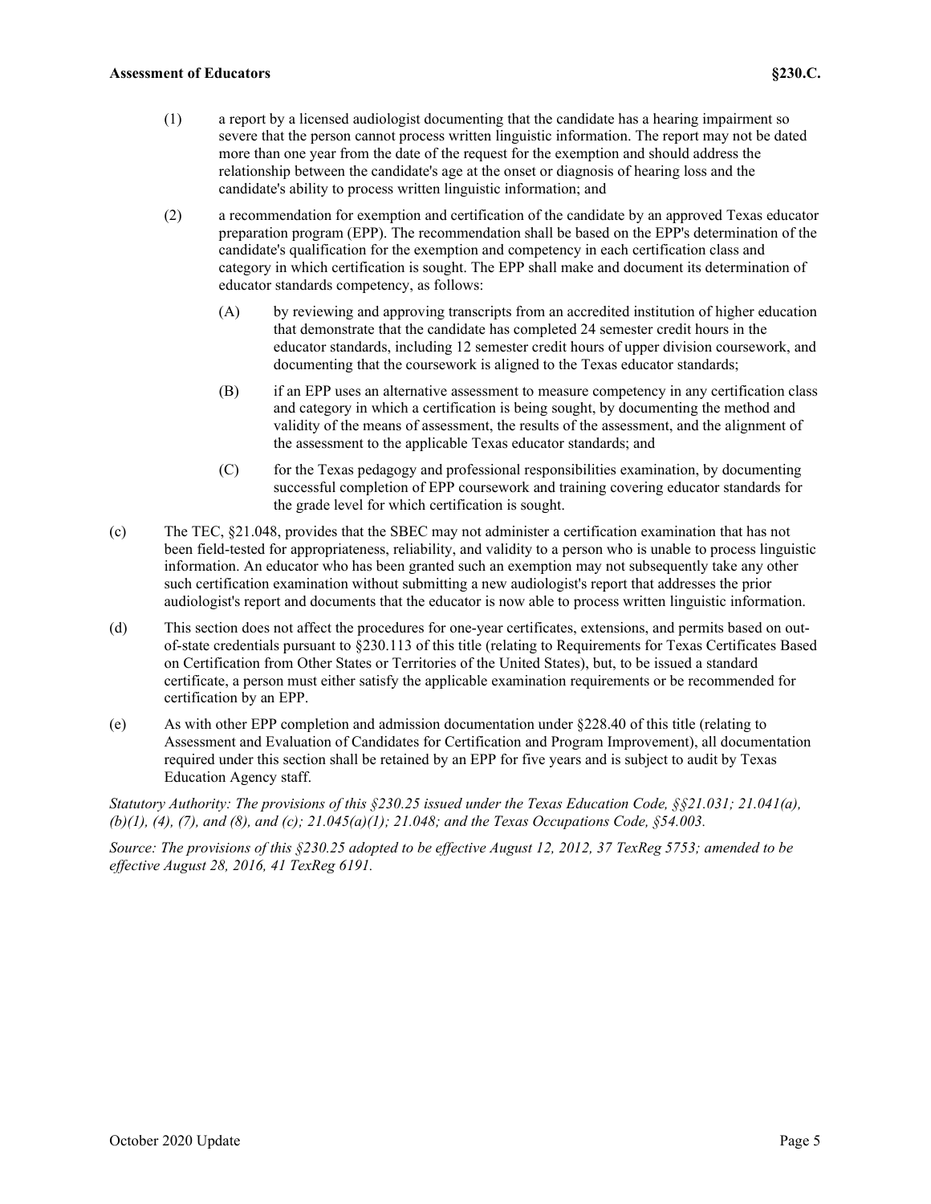(1) a report by a licensed audiologist documenting that the candidate has a hearing impairment so severe that the person cannot process written linguistic information. The report may not be dated more than one year from the date of the request for the exemption and should address the relationship between the candidate's age at the onset or diagnosis of hearing loss and the candidate's ability to process written linguistic information; and

(2) a recommendation for exemption and certification of the candidate by an approved Texas educator preparation program (EPP). The recommendation shall be based on the EPP's determination of the candidate's qualification for the exemption and competency in each certification class and category in which certification is sought. The EPP shall make and document its determination of educator standards competency, as follows:

   (A) by reviewing and approving transcripts from an accredited institution of higher education that demonstrate that the candidate has completed 24 semester credit hours in the educator standards, including 12 semester credit hours of upper division coursework, and documenting that the coursework is aligned to the Texas educator standards;

   (B) if an EPP uses an alternative assessment to measure competency in any certification class and category in which a certification is being sought, by documenting the method and validity of the means of assessment, the results of the assessment, and the alignment of the assessment to the applicable Texas educator standards; and

   (C) for the Texas pedagogy and professional responsibilities examination, by documenting successful completion of EPP coursework and training covering educator standards for the grade level for which certification is sought.

(c) The TEC, §21.048, provides that the SBEC may not administer a certification examination that has not been field-tested for appropriateness, reliability, and validity to a person who is unable to process linguistic information. An educator who has been granted such an exemption may not subsequently take any other such certification examination without submitting a new audiologist's report that addresses the prior audiologist's report and documents that the educator is now able to process written linguistic information.

(d) This section does not affect the procedures for one-year certificates, extensions, and permits based on out-of-state credentials pursuant to §230.113 of this title (relating to Requirements for Texas Certificates Based on Certification from Other States or Territories of the United States), but, to be issued a standard certificate, a person must either satisfy the applicable examination requirements or be recommended for certification by an EPP.

(e) As with other EPP completion and admission documentation under §228.40 of this title (relating to Assessment and Evaluation of Candidates for Certification and Program Improvement), all documentation required under this section shall be retained by an EPP for five years and is subject to audit by Texas Education Agency staff.

*Statutory Authority: The provisions of this §230.25 issued under the Texas Education Code, §§21.031; 21.041(a), (b)(1), (4), (7), and (8), and (c); 21.045(a)(1); 21.048; and the Texas Occupations Code, §54.003.*

*Source: The provisions of this §230.25 adopted to be effective August 12, 2012, 37 TexReg 5753; amended to be effective August 28, 2016, 41 TexReg 6191.*